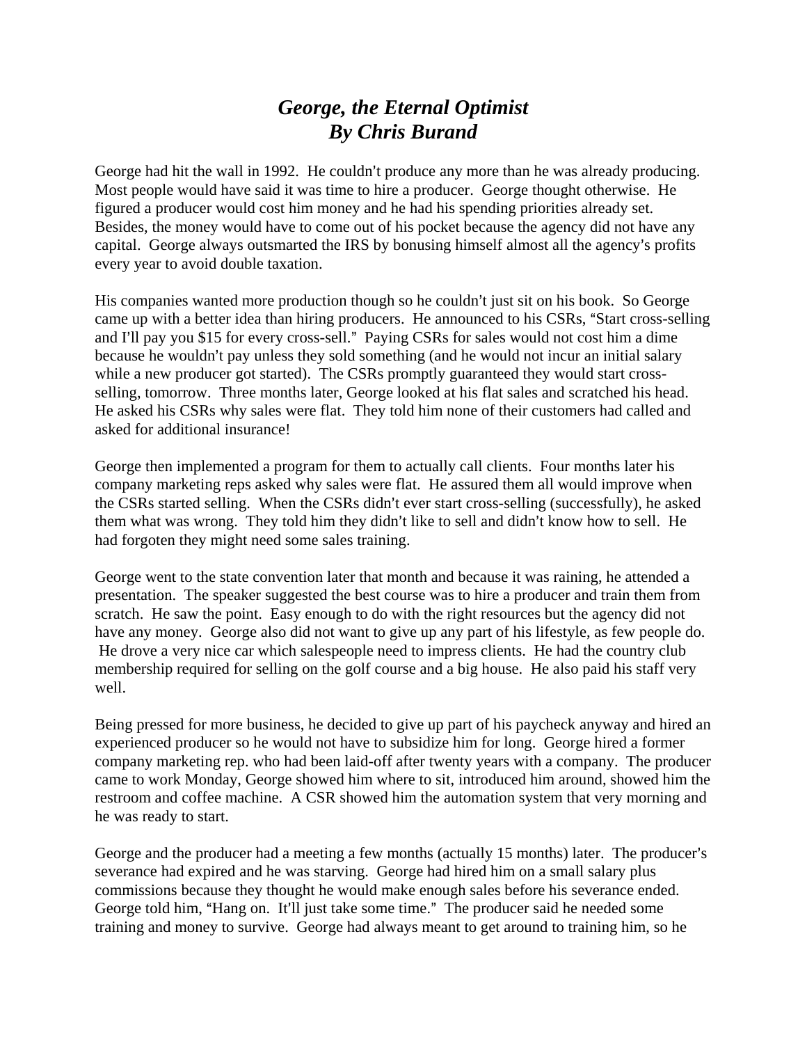# *George, the Eternal Optimist*
# *By Chris Burand*

George had hit the wall in 1992. He couldn't produce any more than he was already producing. Most people would have said it was time to hire a producer. George thought otherwise. He figured a producer would cost him money and he had his spending priorities already set. Besides, the money would have to come out of his pocket because the agency did not have any capital. George always outsmarted the IRS by bonusing himself almost all the agency's profits every year to avoid double taxation.

His companies wanted more production though so he couldn't just sit on his book. So George came up with a better idea than hiring producers. He announced to his CSRs, "Start cross-selling and I'll pay you $15 for every cross-sell." Paying CSRs for sales would not cost him a dime because he wouldn't pay unless they sold something (and he would not incur an initial salary while a new producer got started). The CSRs promptly guaranteed they would start cross-selling, tomorrow. Three months later, George looked at his flat sales and scratched his head. He asked his CSRs why sales were flat. They told him none of their customers had called and asked for additional insurance!

George then implemented a program for them to actually call clients. Four months later his company marketing reps asked why sales were flat. He assured them all would improve when the CSRs started selling. When the CSRs didn't ever start cross-selling (successfully), he asked them what was wrong. They told him they didn't like to sell and didn't know how to sell. He had forgoten they might need some sales training.

George went to the state convention later that month and because it was raining, he attended a presentation. The speaker suggested the best course was to hire a producer and train them from scratch. He saw the point. Easy enough to do with the right resources but the agency did not have any money. George also did not want to give up any part of his lifestyle, as few people do. He drove a very nice car which salespeople need to impress clients. He had the country club membership required for selling on the golf course and a big house. He also paid his staff very well.

Being pressed for more business, he decided to give up part of his paycheck anyway and hired an experienced producer so he would not have to subsidize him for long. George hired a former company marketing rep. who had been laid-off after twenty years with a company. The producer came to work Monday, George showed him where to sit, introduced him around, showed him the restroom and coffee machine. A CSR showed him the automation system that very morning and he was ready to start.

George and the producer had a meeting a few months (actually 15 months) later. The producer's severance had expired and he was starving. George had hired him on a small salary plus commissions because they thought he would make enough sales before his severance ended. George told him, "Hang on. It'll just take some time." The producer said he needed some training and money to survive. George had always meant to get around to training him, so he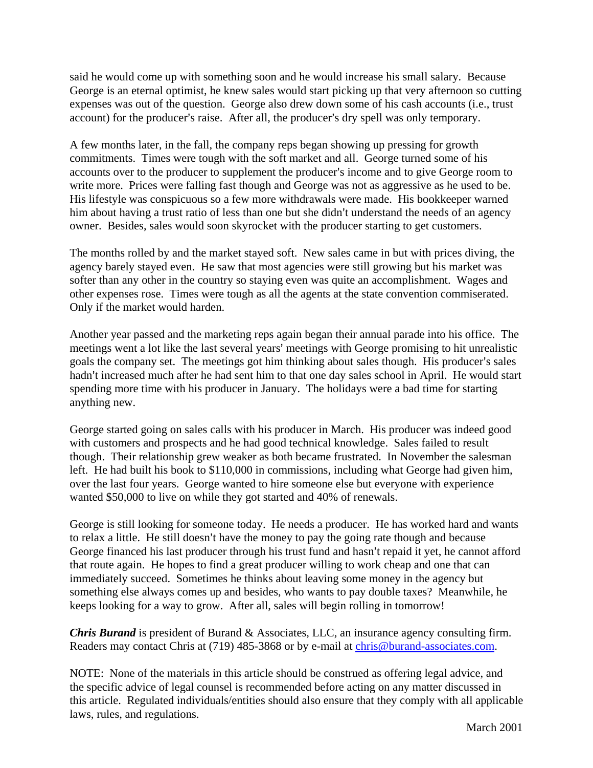said he would come up with something soon and he would increase his small salary. Because George is an eternal optimist, he knew sales would start picking up that very afternoon so cutting expenses was out of the question. George also drew down some of his cash accounts (i.e., trust account) for the producer's raise. After all, the producer's dry spell was only temporary.

A few months later, in the fall, the company reps began showing up pressing for growth commitments. Times were tough with the soft market and all. George turned some of his accounts over to the producer to supplement the producer's income and to give George room to write more. Prices were falling fast though and George was not as aggressive as he used to be. His lifestyle was conspicuous so a few more withdrawals were made. His bookkeeper warned him about having a trust ratio of less than one but she didn't understand the needs of an agency owner. Besides, sales would soon skyrocket with the producer starting to get customers.

The months rolled by and the market stayed soft. New sales came in but with prices diving, the agency barely stayed even. He saw that most agencies were still growing but his market was softer than any other in the country so staying even was quite an accomplishment. Wages and other expenses rose. Times were tough as all the agents at the state convention commiserated. Only if the market would harden.

Another year passed and the marketing reps again began their annual parade into his office. The meetings went a lot like the last several years' meetings with George promising to hit unrealistic goals the company set. The meetings got him thinking about sales though. His producer's sales hadn't increased much after he had sent him to that one day sales school in April. He would start spending more time with his producer in January. The holidays were a bad time for starting anything new.

George started going on sales calls with his producer in March. His producer was indeed good with customers and prospects and he had good technical knowledge. Sales failed to result though. Their relationship grew weaker as both became frustrated. In November the salesman left. He had built his book to $110,000 in commissions, including what George had given him, over the last four years. George wanted to hire someone else but everyone with experience wanted $50,000 to live on while they got started and 40% of renewals.

George is still looking for someone today. He needs a producer. He has worked hard and wants to relax a little. He still doesn't have the money to pay the going rate though and because George financed his last producer through his trust fund and hasn't repaid it yet, he cannot afford that route again. He hopes to find a great producer willing to work cheap and one that can immediately succeed. Sometimes he thinks about leaving some money in the agency but something else always comes up and besides, who wants to pay double taxes? Meanwhile, he keeps looking for a way to grow. After all, sales will begin rolling in tomorrow!

***Chris Burand*** is president of Burand & Associates, LLC, an insurance agency consulting firm. Readers may contact Chris at (719) 485-3868 or by e-mail at chris@burand-associates.com.

NOTE: None of the materials in this article should be construed as offering legal advice, and the specific advice of legal counsel is recommended before acting on any matter discussed in this article. Regulated individuals/entities should also ensure that they comply with all applicable laws, rules, and regulations.

March 2001